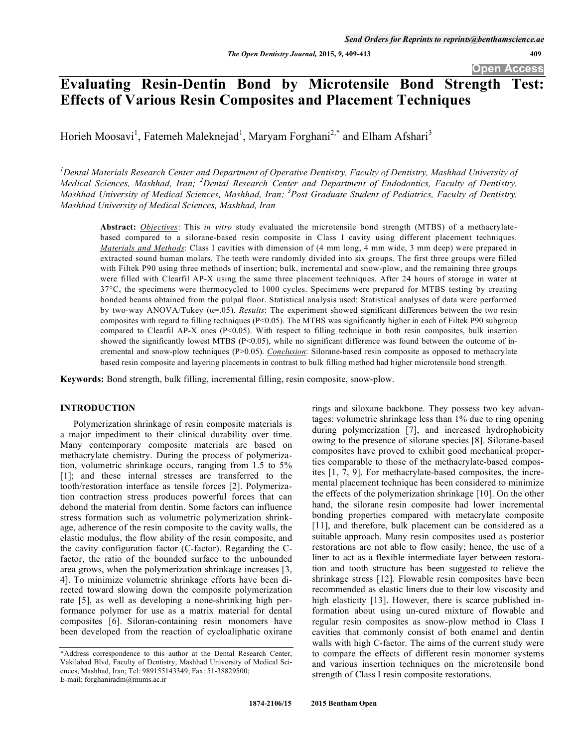# Evaluating Resin-Dentin Bond by Microtensile Bond Strength Test: Effects of Various Resin Composites and Placement Techniques

Horieh Moosavi[1], Fatemeh Maleknejad[1], Maryam Forghani[2,*] and Elham Afshari[3]

[1]Dental Materials Research Center and Department of Operative Dentistry, Faculty of Dentistry, Mashhad University of Medical Sciences, Mashhad, Iran; [2]Dental Research Center and Department of Endodontics, Faculty of Dentistry, Mashhad University of Medical Sciences, Mashhad, Iran; [3]Post Graduate Student of Pediatrics, Faculty of Dentistry, Mashhad University of Medical Sciences, Mashhad, Iran

**Abstract:** *Objectives*: This *in vitro* study evaluated the microtensile bond strength (MTBS) of a methacrylate-based compared to a silorane-based resin composite in Class I cavity using different placement techniques. *Materials and Methods*: Class I cavities with dimension of (4 mm long, 4 mm wide, 3 mm deep) were prepared in extracted sound human molars. The teeth were randomly divided into six groups. The first three groups were filled with Filtek P90 using three methods of insertion; bulk, incremental and snow-plow, and the remaining three groups were filled with Clearfil AP-X using the same three placement techniques. After 24 hours of storage in water at 37°C, the specimens were thermocycled to 1000 cycles. Specimens were prepared for MTBS testing by creating bonded beams obtained from the pulpal floor. Statistical analysis used: Statistical analyses of data were performed by two-way ANOVA/Tukey ($\alpha$=.05). *Results*: The experiment showed significant differences between the two resin composites with regard to filling techniques ($P<0.05$). The MTBS was significantly higher in each of Filtek P90 subgroup compared to Clearfil AP-X ones ($P<0.05$). With respect to filling technique in both resin composites, bulk insertion showed the significantly lowest MTBS ($P<0.05$), while no significant difference was found between the outcome of incremental and snow-plow techniques ($P>0.05$). *Conclusion*: Silorane-based resin composite as opposed to methacrylate based resin composite and layering placements in contrast to bulk filling method had higher microtensile bond strength.

**Keywords:** Bond strength, bulk filling, incremental filling, resin composite, snow-plow.

## INTRODUCTION

Polymerization shrinkage of resin composite materials is a major impediment to their clinical durability over time. Many contemporary composite materials are based on methacrylate chemistry. During the process of polymerization, volumetric shrinkage occurs, ranging from 1.5 to 5% [1]; and these internal stresses are transferred to the tooth/restoration interface as tensile forces [2]. Polymerization contraction stress produces powerful forces that can debond the material from dentin. Some factors can influence stress formation such as volumetric polymerization shrinkage, adherence of the resin composite to the cavity walls, the elastic modulus, the flow ability of the resin composite, and the cavity configuration factor (C-factor). Regarding the C-factor, the ratio of the bounded surface to the unbounded area grows, when the polymerization shrinkage increases [3, 4]. To minimize volumetric shrinkage efforts have been directed toward slowing down the composite polymerization rate [5], as well as developing a none-shrinking high performance polymer for use as a matrix material for dental composites [6]. Siloran-containing resin monomers have been developed from the reaction of cycloaliphatic oxirane rings and siloxane backbone. They possess two key advantages: volumetric shrinkage less than 1% due to ring opening during polymerization [7], and increased hydrophobicity owing to the presence of silorane species [8]. Silorane-based composites have proved to exhibit good mechanical properties comparable to those of the methacrylate-based composites [1, 7, 9]. For methacrylate-based composites, the incremental placement technique has been considered to minimize the effects of the polymerization shrinkage [10]. On the other hand, the silorane resin composite had lower incremental bonding properties compared with metacrylate composite [11], and therefore, bulk placement can be considered as a suitable approach. Many resin composites used as posterior restorations are not able to flow easily; hence, the use of a liner to act as a flexible intermediate layer between restoration and tooth structure has been suggested to relieve the shrinkage stress [12]. Flowable resin composites have been recommended as elastic liners due to their low viscosity and high elasticity [13]. However, there is scarce published information about using un-cured mixture of flowable and regular resin composites as snow-plow method in Class I cavities that commonly consist of both enamel and dentin walls with high C-factor. The aims of the current study were to compare the effects of different resin monomer systems and various insertion techniques on the microtensile bond strength of Class I resin composite restorations.

*Address correspondence to this author at the Dental Research Center, Vakilabad Blvd, Faculty of Dentistry, Mashhad University of Medical Sciences, Mashhad, Iran; Tel: 989155143349; Fax: 51-38829500; E-mail: forghaniradm@mums.ac.ir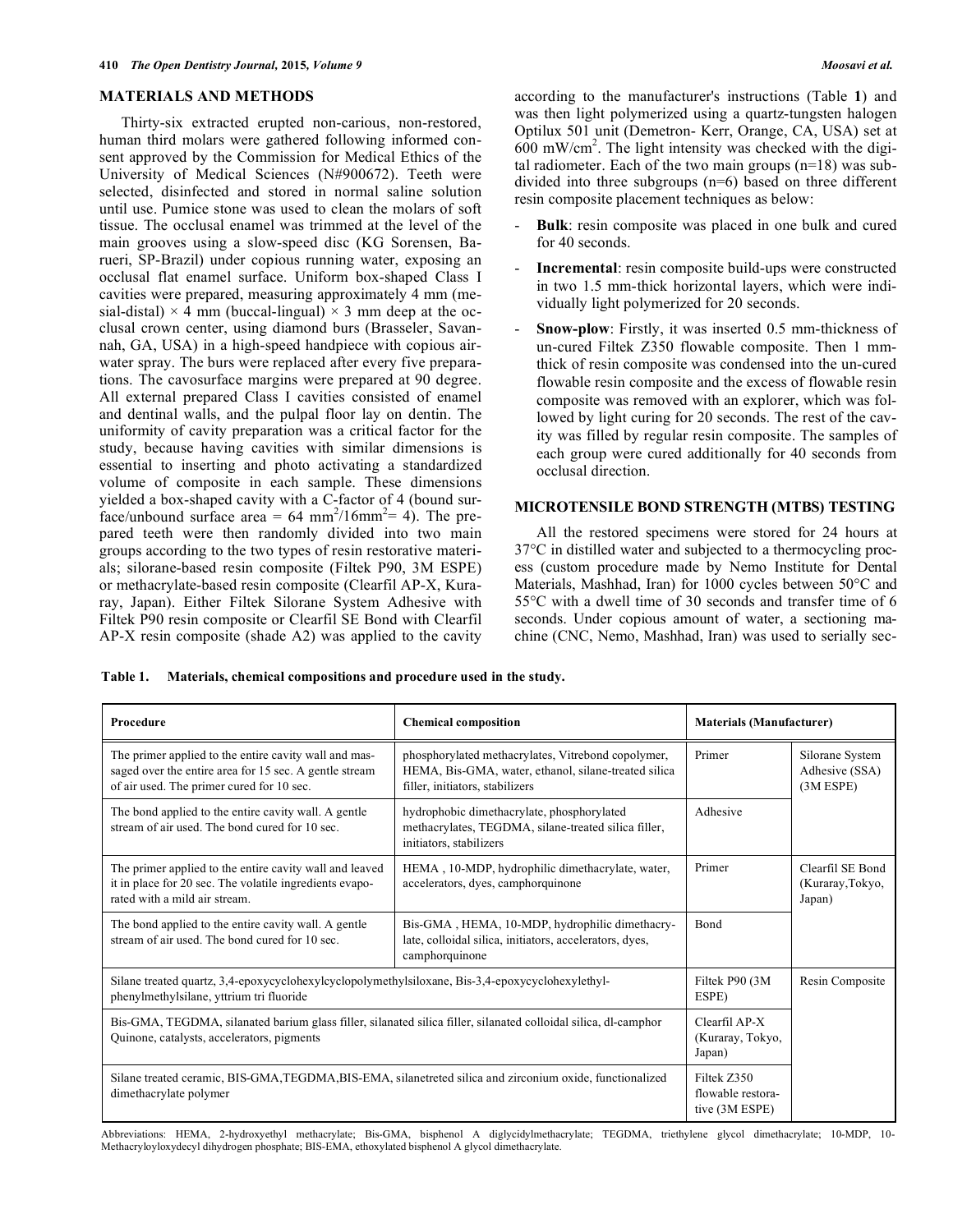## MATERIALS AND METHODS

Thirty-six extracted erupted non-carious, non-restored, human third molars were gathered following informed consent approved by the Commission for Medical Ethics of the University of Medical Sciences (N#900672). Teeth were selected, disinfected and stored in normal saline solution until use. Pumice stone was used to clean the molars of soft tissue. The occlusal enamel was trimmed at the level of the main grooves using a slow-speed disc (KG Sorensen, Barueri, SP-Brazil) under copious running water, exposing an occlusal flat enamel surface. Uniform box-shaped Class I cavities were prepared, measuring approximately 4 mm (mesial-distal) × 4 mm (buccal-lingual) × 3 mm deep at the occlusal crown center, using diamond burs (Brasseler, Savannah, GA, USA) in a high-speed handpiece with copious air-water spray. The burs were replaced after every five preparations. The cavosurface margins were prepared at 90 degree. All external prepared Class I cavities consisted of enamel and dentinal walls, and the pulpal floor lay on dentin. The uniformity of cavity preparation was a critical factor for the study, because having cavities with similar dimensions is essential to inserting and photo activating a standardized volume of composite in each sample. These dimensions yielded a box-shaped cavity with a C-factor of 4 (bound surface/unbound surface area = 64 $mm^2$/16$mm^2$= 4). The prepared teeth were then randomly divided into two main groups according to the two types of resin restorative materials; silorane-based resin composite (Filtek P90, 3M ESPE) or methacrylate-based resin composite (Clearfil AP-X, Kuraray, Japan). Either Filtek Silorane System Adhesive with Filtek P90 resin composite or Clearfil SE Bond with Clearfil AP-X resin composite (shade A2) was applied to the cavity according to the manufacturer's instructions (Table **1**) and was then light polymerized using a quartz-tungsten halogen Optilux 501 unit (Demetron- Kerr, Orange, CA, USA) set at 600 mW/$cm^2$. The light intensity was checked with the digital radiometer. Each of the two main groups (n=18) was subdivided into three subgroups (n=6) based on three different resin composite placement techniques as below:

- **Bulk**: resin composite was placed in one bulk and cured for 40 seconds.
- **Incremental**: resin composite build-ups were constructed in two 1.5 mm-thick horizontal layers, which were individually light polymerized for 20 seconds.
- **Snow-plow**: Firstly, it was inserted 0.5 mm-thickness of un-cured Filtek Z350 flowable composite. Then 1 mm-thick of resin composite was condensed into the un-cured flowable resin composite and the excess of flowable resin composite was removed with an explorer, which was followed by light curing for 20 seconds. The rest of the cavity was filled by regular resin composite. The samples of each group were cured additionally for 40 seconds from occlusal direction.

## MICROTENSILE BOND STRENGTH (MTBS) TESTING

All the restored specimens were stored for 24 hours at 37°C in distilled water and subjected to a thermocycling process (custom procedure made by Nemo Institute for Dental Materials, Mashhad, Iran) for 1000 cycles between 50°C and 55°C with a dwell time of 30 seconds and transfer time of 6 seconds. Under copious amount of water, a sectioning machine (CNC, Nemo, Mashhad, Iran) was used to serially sec-

**Table 1. Materials, chemical compositions and procedure used in the study.**

| Procedure | Chemical composition | Materials (Manufacturer) | |
|---|---|---|---|
| The primer applied to the entire cavity wall and massaged over the entire area for 15 sec. A gentle stream of air used. The primer cured for 10 sec. | phosphorylated methacrylates, Vitrebond copolymer, HEMA, Bis-GMA, water, ethanol, silane-treated silica filler, initiators, stabilizers | Primer | Silorane System Adhesive (SSA) (3M ESPE) |
| The bond applied to the entire cavity wall. A gentle stream of air used. The bond cured for 10 sec. | hydrophobic dimethacrylate, phosphorylated methacrylates, TEGDMA, silane-treated silica filler, initiators, stabilizers | Adhesive | |
| The primer applied to the entire cavity wall and leaved it in place for 20 sec. The volatile ingredients evaporated with a mild air stream. | HEMA , 10-MDP, hydrophilic dimethacrylate, water, accelerators, dyes, camphorquinone | Primer | Clearfil SE Bond (Kuraray,Tokyo, Japan) |
| The bond applied to the entire cavity wall. A gentle stream of air used. The bond cured for 10 sec. | Bis-GMA , HEMA, 10-MDP, hydrophilic dimethacrylate, colloidal silica, initiators, accelerators, dyes, camphorquinone | Bond | |
| Silane treated quartz, 3,4-epoxycyclohexylcyclopolymethylsiloxane, Bis-3,4-epoxycyclohexylethyl-phenylmethylsilane, yttrium tri fluoride | | Filtek P90 (3M ESPE) | Resin Composite |
| Bis-GMA, TEGDMA, silanated barium glass filler, silanated silica filler, silanated colloidal silica, dl-camphor Quinone, catalysts, accelerators, pigments | | Clearfil AP-X (Kuraray, Tokyo, Japan) | |
| Silane treated ceramic, BIS-GMA,TEGDMA,BIS-EMA, silanetreted silica and zirconium oxide, functionalized dimethacrylate polymer | | Filtek Z350 flowable restorative (3M ESPE) | |

Abbreviations: HEMA, 2-hydroxyethyl methacrylate; Bis-GMA, bisphenol A diglycidylmethacrylate; TEGDMA, triethylene glycol dimethacrylate; 10-MDP, 10-Methacryloyloxydecyl dihydrogen phosphate; BIS-EMA, ethoxylated bisphenol A glycol dimethacrylate.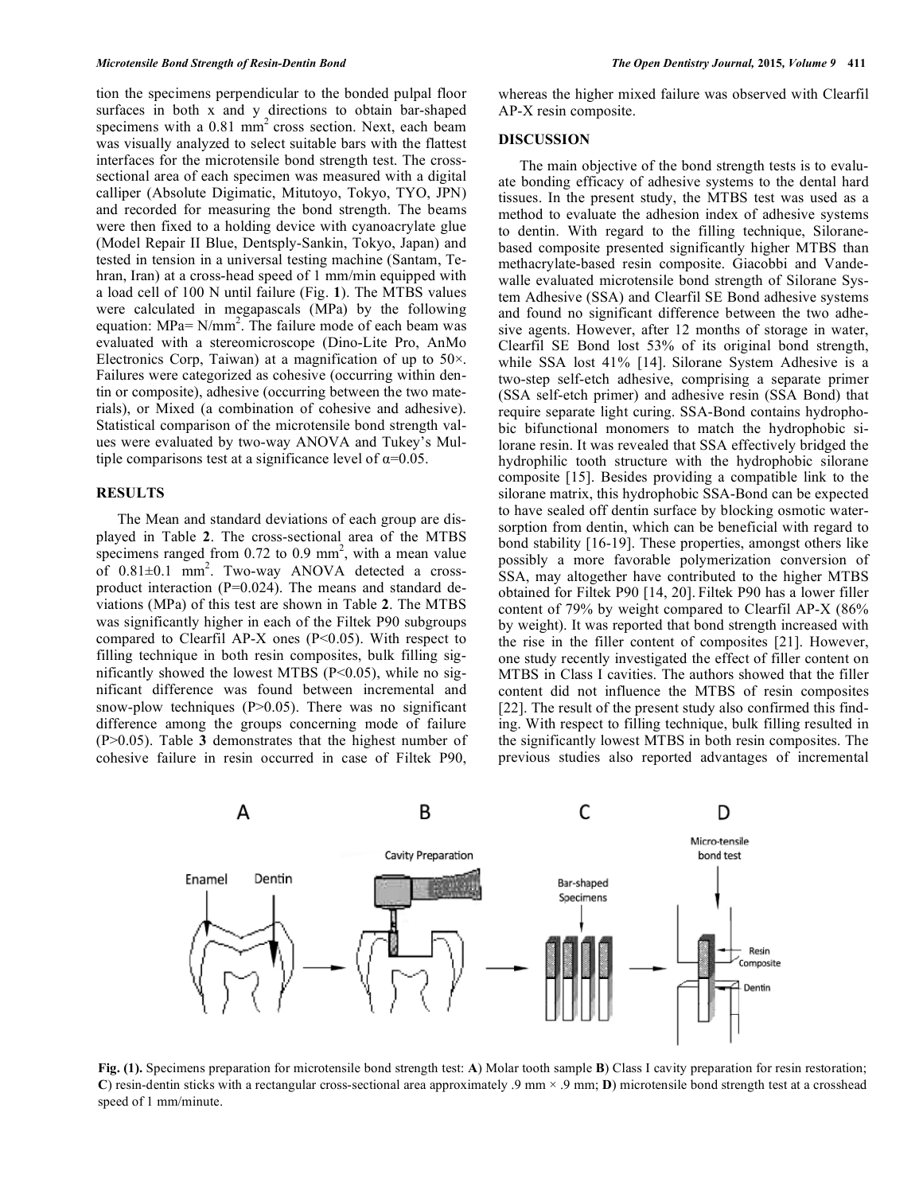tion the specimens perpendicular to the bonded pulpal floor surfaces in both x and y directions to obtain bar-shaped specimens with a 0.81 mm$^2$ cross section. Next, each beam was visually analyzed to select suitable bars with the flattest interfaces for the microtensile bond strength test. The cross-sectional area of each specimen was measured with a digital calliper (Absolute Digimatic, Mitutoyo, Tokyo, TYO, JPN) and recorded for measuring the bond strength. The beams were then fixed to a holding device with cyanoacrylate glue (Model Repair II Blue, Dentsply-Sankin, Tokyo, Japan) and tested in tension in a universal testing machine (Santam, Tehran, Iran) at a cross-head speed of 1 mm/min equipped with a load cell of 100 N until failure (Fig. **1**). The MTBS values were calculated in megapascals (MPa) by the following equation: MPa= N/mm$^2$. The failure mode of each beam was evaluated with a stereomicroscope (Dino-Lite Pro, AnMo Electronics Corp, Taiwan) at a magnification of up to 50×. Failures were categorized as cohesive (occurring within dentin or composite), adhesive (occurring between the two materials), or Mixed (a combination of cohesive and adhesive). Statistical comparison of the microtensile bond strength values were evaluated by two-way ANOVA and Tukey's Multiple comparisons test at a significance level of α=0.05.

## RESULTS

The Mean and standard deviations of each group are displayed in Table **2**. The cross-sectional area of the MTBS specimens ranged from 0.72 to 0.9 mm$^2$, with a mean value of 0.81±0.1 mm$^2$. Two-way ANOVA detected a cross-product interaction (P=0.024). The means and standard deviations (MPa) of this test are shown in Table **2**. The MTBS was significantly higher in each of the Filtek P90 subgroups compared to Clearfil AP-X ones (P<0.05). With respect to filling technique in both resin composites, bulk filling significantly showed the lowest MTBS (P<0.05), while no significant difference was found between incremental and snow-plow techniques (P>0.05). There was no significant difference among the groups concerning mode of failure (P>0.05). Table **3** demonstrates that the highest number of cohesive failure in resin occurred in case of Filtek P90, whereas the higher mixed failure was observed with Clearfil AP-X resin composite.

## DISCUSSION

The main objective of the bond strength tests is to evaluate bonding efficacy of adhesive systems to the dental hard tissues. In the present study, the MTBS test was used as a method to evaluate the adhesion index of adhesive systems to dentin. With regard to the filling technique, Silorane-based composite presented significantly higher MTBS than methacrylate-based resin composite. Giacobbi and Vandewalle evaluated microtensile bond strength of Silorane System Adhesive (SSA) and Clearfil SE Bond adhesive systems and found no significant difference between the two adhesive agents. However, after 12 months of storage in water, Clearfil SE Bond lost 53% of its original bond strength, while SSA lost 41% [14]. Silorane System Adhesive is a two-step self-etch adhesive, comprising a separate primer (SSA self-etch primer) and adhesive resin (SSA Bond) that require separate light curing. SSA-Bond contains hydrophobic bifunctional monomers to match the hydrophobic silorane resin. It was revealed that SSA effectively bridged the hydrophilic tooth structure with the hydrophobic silorane composite [15]. Besides providing a compatible link to the silorane matrix, this hydrophobic SSA-Bond can be expected to have sealed off dentin surface by blocking osmotic water-sorption from dentin, which can be beneficial with regard to bond stability [16-19]. These properties, amongst others like possibly a more favorable polymerization conversion of SSA, may altogether have contributed to the higher MTBS obtained for Filtek P90 [14, 20]. Filtek P90 has a lower filler content of 79% by weight compared to Clearfil AP-X (86% by weight). It was reported that bond strength increased with the rise in the filler content of composites [21]. However, one study recently investigated the effect of filler content on MTBS in Class I cavities. The authors showed that the filler content did not influence the MTBS of resin composites [22]. The result of the present study also confirmed this finding. With respect to filling technique, bulk filling resulted in the significantly lowest MTBS in both resin composites. The previous studies also reported advantages of incremental

**Fig. (1).** Specimens preparation for microtensile bond strength test: **A**) Molar tooth sample **B**) Class I cavity preparation for resin restoration; **C**) resin-dentin sticks with a rectangular cross-sectional area approximately .9 mm × .9 mm; **D**) microtensile bond strength test at a crosshead speed of 1 mm/minute.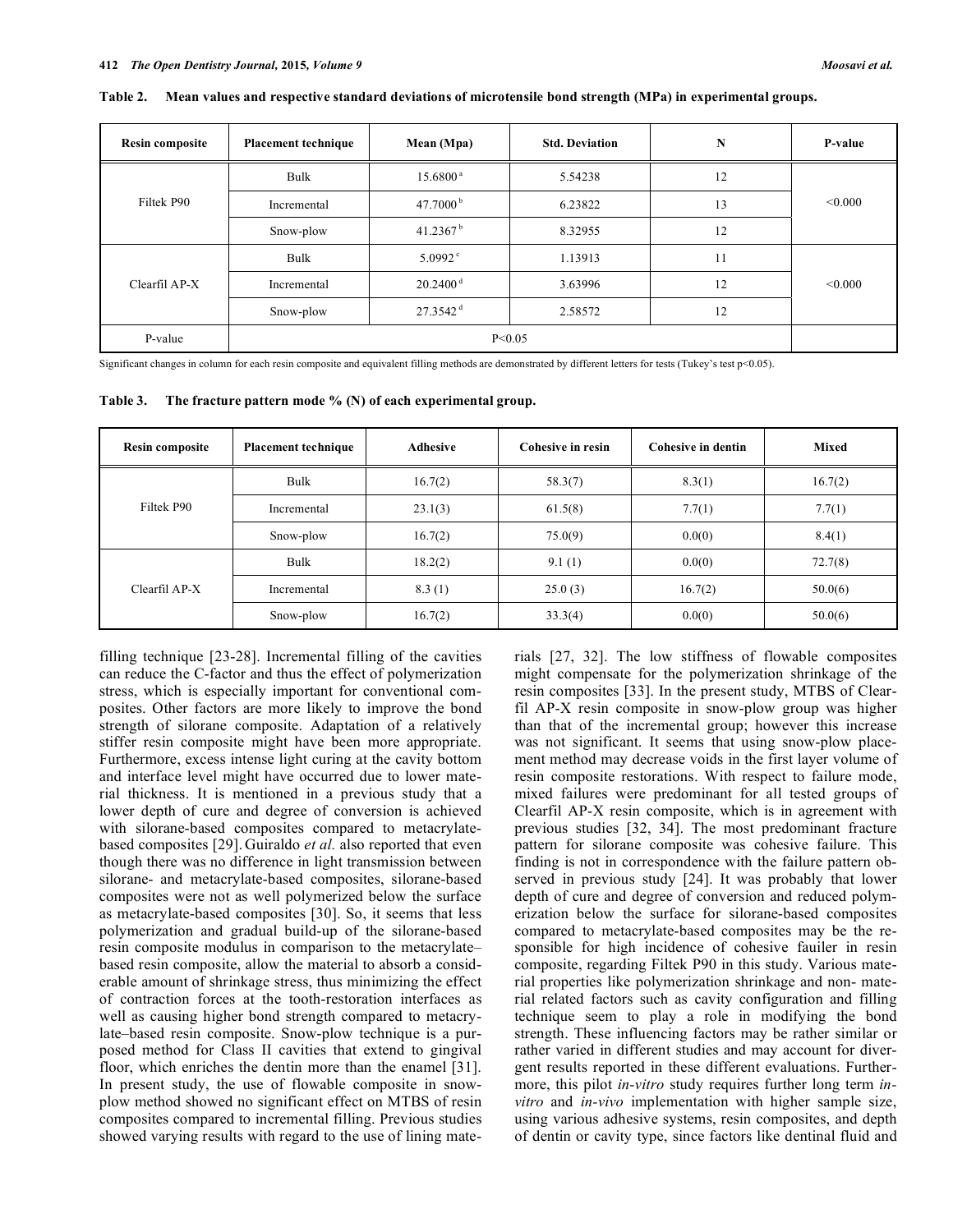**Table 2. Mean values and respective standard deviations of microtensile bond strength (MPa) in experimental groups.**

| Resin composite | Placement technique | Mean (Mpa) | Std. Deviation | N | P-value |
|---|---|---|---|---|---|
| Filtek P90 | Bulk | 15.6800 [a] | 5.54238 | 12 | <0.000 |
| | Incremental | 47.7000 [b] | 6.23822 | 13 | |
| | Snow-plow | 41.2367 [b] | 8.32955 | 12 | |
| Clearfil AP-X | Bulk | 5.0992 [c] | 1.13913 | 11 | <0.000 |
| | Incremental | 20.2400 [d] | 3.63996 | 12 | |
| | Snow-plow | 27.3542 [d] | 2.58572 | 12 | |
| P-value | P<0.05 | | | | |

Significant changes in column for each resin composite and equivalent filling methods are demonstrated by different letters for tests (Tukey's test p<0.05).

**Table 3. The fracture pattern mode % (N) of each experimental group.**

| Resin composite | Placement technique | Adhesive | Cohesive in resin | Cohesive in dentin | Mixed |
|---|---|---|---|---|---|
| Filtek P90 | Bulk | 16.7(2) | 58.3(7) | 8.3(1) | 16.7(2) |
| | Incremental | 23.1(3) | 61.5(8) | 7.7(1) | 7.7(1) |
| | Snow-plow | 16.7(2) | 75.0(9) | 0.0(0) | 8.4(1) |
| Clearfil AP-X | Bulk | 18.2(2) | 9.1 (1) | 0.0(0) | 72.7(8) |
| | Incremental | 8.3 (1) | 25.0 (3) | 16.7(2) | 50.0(6) |
| | Snow-plow | 16.7(2) | 33.3(4) | 0.0(0) | 50.0(6) |

filling technique [23-28]. Incremental filling of the cavities can reduce the C-factor and thus the effect of polymerization stress, which is especially important for conventional composites. Other factors are more likely to improve the bond strength of silorane composite. Adaptation of a relatively stiffer resin composite might have been more appropriate. Furthermore, excess intense light curing at the cavity bottom and interface level might have occurred due to lower material thickness. It is mentioned in a previous study that a lower depth of cure and degree of conversion is achieved with silorane-based composites compared to metacrylate-based composites [29]. Guiraldo *et al.* also reported that even though there was no difference in light transmission between silorane- and metacrylate-based composites, silorane-based composites were not as well polymerized below the surface as metacrylate-based composites [30]. So, it seems that less polymerization and gradual build-up of the silorane-based resin composite modulus in comparison to the metacrylate–based resin composite, allow the material to absorb a considerable amount of shrinkage stress, thus minimizing the effect of contraction forces at the tooth-restoration interfaces as well as causing higher bond strength compared to metacrylate–based resin composite. Snow-plow technique is a purposed method for Class II cavities that extend to gingival floor, which enriches the dentin more than the enamel [31]. In present study, the use of flowable composite in snow-plow method showed no significant effect on MTBS of resin composites compared to incremental filling. Previous studies showed varying results with regard to the use of lining materials [27, 32]. The low stiffness of flowable composites might compensate for the polymerization shrinkage of the resin composites [33]. In the present study, MTBS of Clearfil AP-X resin composite in snow-plow group was higher than that of the incremental group; however this increase was not significant. It seems that using snow-plow placement method may decrease voids in the first layer volume of resin composite restorations. With respect to failure mode, mixed failures were predominant for all tested groups of Clearfil AP-X resin composite, which is in agreement with previous studies [32, 34]. The most predominant fracture pattern for silorane composite was cohesive failure. This finding is not in correspondence with the failure pattern observed in previous study [24]. It was probably that lower depth of cure and degree of conversion and reduced polymerization below the surface for silorane-based composites compared to metacrylate-based composites may be the responsible for high incidence of cohesive fauiler in resin composite, regarding Filtek P90 in this study. Various material properties like polymerization shrinkage and non- material related factors such as cavity configuration and filling technique seem to play a role in modifying the bond strength. These influencing factors may be rather similar or rather varied in different studies and may account for divergent results reported in these different evaluations. Furthermore, this pilot *in-vitro* study requires further long term *in-vitro* and *in-vivo* implementation with higher sample size, using various adhesive systems, resin composites, and depth of dentin or cavity type, since factors like dentinal fluid and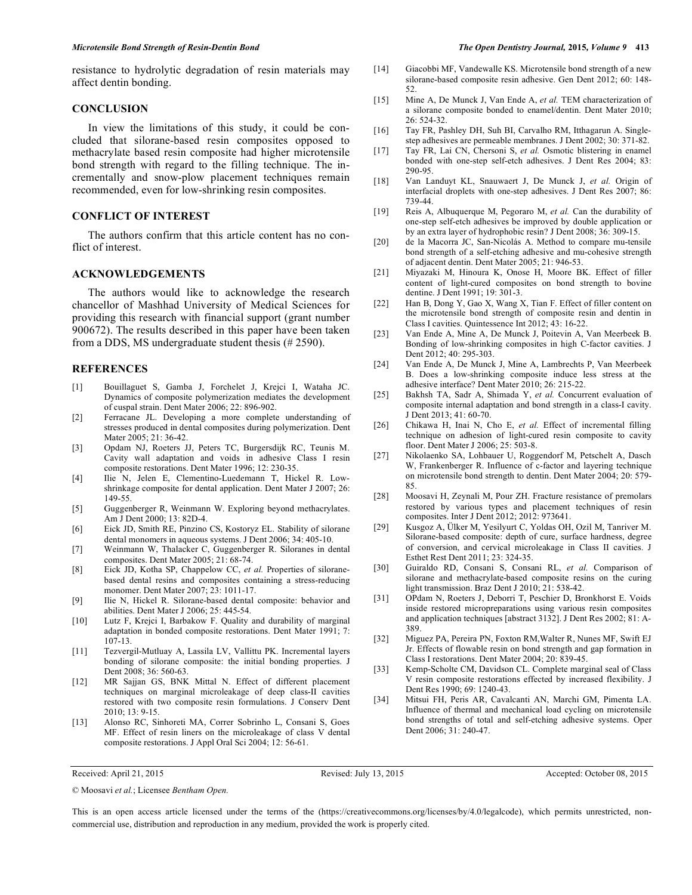resistance to hydrolytic degradation of resin materials may affect dentin bonding.

## CONCLUSION

In view the limitations of this study, it could be concluded that silorane-based resin composites opposed to methacrylate based resin composite had higher microtensile bond strength with regard to the filling technique. The incrementally and snow-plow placement techniques remain recommended, even for low-shrinking resin composites.

## CONFLICT OF INTEREST

The authors confirm that this article content has no conflict of interest.

## ACKNOWLEDGEMENTS

The authors would like to acknowledge the research chancellor of Mashhad University of Medical Sciences for providing this research with financial support (grant number 900672). The results described in this paper have been taken from a DDS, MS undergraduate student thesis (# 2590).

## REFERENCES

[1] Bouillaguet S, Gamba J, Forchelet J, Krejci I, Wataha JC. Dynamics of composite polymerization mediates the development of cuspal strain. Dent Mater 2006; 22: 896-902.

[2] Ferracane JL. Developing a more complete understanding of stresses produced in dental composites during polymerization. Dent Mater 2005; 21: 36-42.

[3] Opdam NJ, Roeters JJ, Peters TC, Burgersdijk RC, Teunis M. Cavity wall adaptation and voids in adhesive Class I resin composite restorations. Dent Mater 1996; 12: 230-35.

[4] Ilie N, Jelen E, Clementino-Luedemann T, Hickel R. Low-shrinkage composite for dental application. Dent Mater J 2007; 26: 149-55.

[5] Guggenberger R, Weinmann W. Exploring beyond methacrylates. Am J Dent 2000; 13: 82D-4.

[6] Eick JD, Smith RE, Pinzino CS, Kostoryz EL. Stability of silorane dental monomers in aqueous systems. J Dent 2006; 34: 405-10.

[7] Weinmann W, Thalacker C, Guggenberger R. Siloranes in dental composites. Dent Mater 2005; 21: 68-74.

[8] Eick JD, Kotha SP, Chappelow CC, *et al.* Properties of silorane-based dental resins and composites containing a stress-reducing monomer. Dent Mater 2007; 23: 1011-17.

[9] Ilie N, Hickel R. Silorane-based dental composite: behavior and abilities. Dent Mater J 2006; 25: 445-54.

[10] Lutz F, Krejci I, Barbakow F. Quality and durability of marginal adaptation in bonded composite restorations. Dent Mater 1991; 7: 107-13.

[11] Tezvergil-Mutluay A, Lassila LV, Vallittu PK. Incremental layers bonding of silorane composite: the initial bonding properties. J Dent 2008; 36: 560-63.

[12] MR Sajjan GS, BNK Mittal N. Effect of different placement techniques on marginal microleakage of deep class-II cavities restored with two composite resin formulations. J Conserv Dent 2010; 13: 9-15.

[13] Alonso RC, Sinhoreti MA, Correr Sobrinho L, Consani S, Goes MF. Effect of resin liners on the microleakage of class V dental composite restorations. J Appl Oral Sci 2004; 12: 56-61.

[14] Giacobbi MF, Vandewalle KS. Microtensile bond strength of a new silorane-based composite resin adhesive. Gen Dent 2012; 60: 148-52.

[15] Mine A, De Munck J, Van Ende A, *et al.* TEM characterization of a silorane composite bonded to enamel/dentin. Dent Mater 2010; 26: 524-32.

[16] Tay FR, Pashley DH, Suh BI, Carvalho RM, Itthagarun A. Single-step adhesives are permeable membranes. J Dent 2002; 30: 371-82.

[17] Tay FR, Lai CN, Chersoni S, *et al.* Osmotic blistering in enamel bonded with one-step self-etch adhesives. J Dent Res 2004; 83: 290-95.

[18] Van Landuyt KL, Snauwaert J, De Munck J, *et al.* Origin of interfacial droplets with one-step adhesives. J Dent Res 2007; 86: 739-44.

[19] Reis A, Albuquerque M, Pegoraro M, *et al.* Can the durability of one-step self-etch adhesives be improved by double application or by an extra layer of hydrophobic resin? J Dent 2008; 36: 309-15.

[20] de la Macorra JC, San-Nicolás A. Method to compare mu-tensile bond strength of a self-etching adhesive and mu-cohesive strength of adjacent dentin. Dent Mater 2005; 21: 946-53.

[21] Miyazaki M, Hinoura K, Onose H, Moore BK. Effect of filler content of light-cured composites on bond strength to bovine dentine. J Dent 1991; 19: 301-3.

[22] Han B, Dong Y, Gao X, Wang X, Tian F. Effect of filler content on the microtensile bond strength of composite resin and dentin in Class I cavities. Quintessence Int 2012; 43: 16-22.

[23] Van Ende A, Mine A, De Munck J, Poitevin A, Van Meerbeek B. Bonding of low-shrinking composites in high C-factor cavities. J Dent 2012; 40: 295-303.

[24] Van Ende A, De Munck J, Mine A, Lambrechts P, Van Meerbeek B. Does a low-shrinking composite induce less stress at the adhesive interface? Dent Mater 2010; 26: 215-22.

[25] Bakhsh TA, Sadr A, Shimada Y, *et al.* Concurrent evaluation of composite internal adaptation and bond strength in a class-I cavity. J Dent 2013; 41: 60-70.

[26] Chikawa H, Inai N, Cho E, *et al.* Effect of incremental filling technique on adhesion of light-cured resin composite to cavity floor. Dent Mater J 2006; 25: 503-8.

[27] Nikolaenko SA, Lohbauer U, Roggendorf M, Petschelt A, Dasch W, Frankenberger R. Influence of c-factor and layering technique on microtensile bond strength to dentin. Dent Mater 2004; 20: 579-85.

[28] Moosavi H, Zeynali M, Pour ZH. Fracture resistance of premolars restored by various types and placement techniques of resin composites. Inter J Dent 2012; 2012: 973641.

[29] Kusgoz A, Ülker M, Yesilyurt C, Yoldas OH, Ozil M, Tanriver M. Silorane-based composite: depth of cure, surface hardness, degree of conversion, and cervical microleakage in Class II cavities. J Esthet Rest Dent 2011; 23: 324-35.

[30] Guiraldo RD, Consani S, Consani RL, *et al.* Comparison of silorane and methacrylate-based composite resins on the curing light transmission. Braz Dent J 2010; 21: 538-42.

[31] OPdam N, Roeters J, Deborri T, Peschier D, Bronkhorst E. Voids inside restored micropreparations using various resin composites and application techniques [abstract 3132]. J Dent Res 2002; 81: A-389.

[32] Miguez PA, Pereira PN, Foxton RM,Walter R, Nunes MF, Swift EJ Jr. Effects of flowable resin on bond strength and gap formation in Class I restorations. Dent Mater 2004; 20: 839-45.

[33] Kemp-Scholte CM, Davidson CL. Complete marginal seal of Class V resin composite restorations effected by increased flexibility. J Dent Res 1990; 69: 1240-43.

[34] Mitsui FH, Peris AR, Cavalcanti AN, Marchi GM, Pimenta LA. Influence of thermal and mechanical load cycling on microtensile bond strengths of total and self-etching adhesive systems. Oper Dent 2006; 31: 240-47.

Received: April 21, 2015 Revised: July 13, 2015 Accepted: October 08, 2015

© Moosavi *et al.*; Licensee *Bentham Open.*

This is an open access article licensed under the terms of the (https://creativecommons.org/licenses/by/4.0/legalcode), which permits unrestricted, non-commercial use, distribution and reproduction in any medium, provided the work is properly cited.